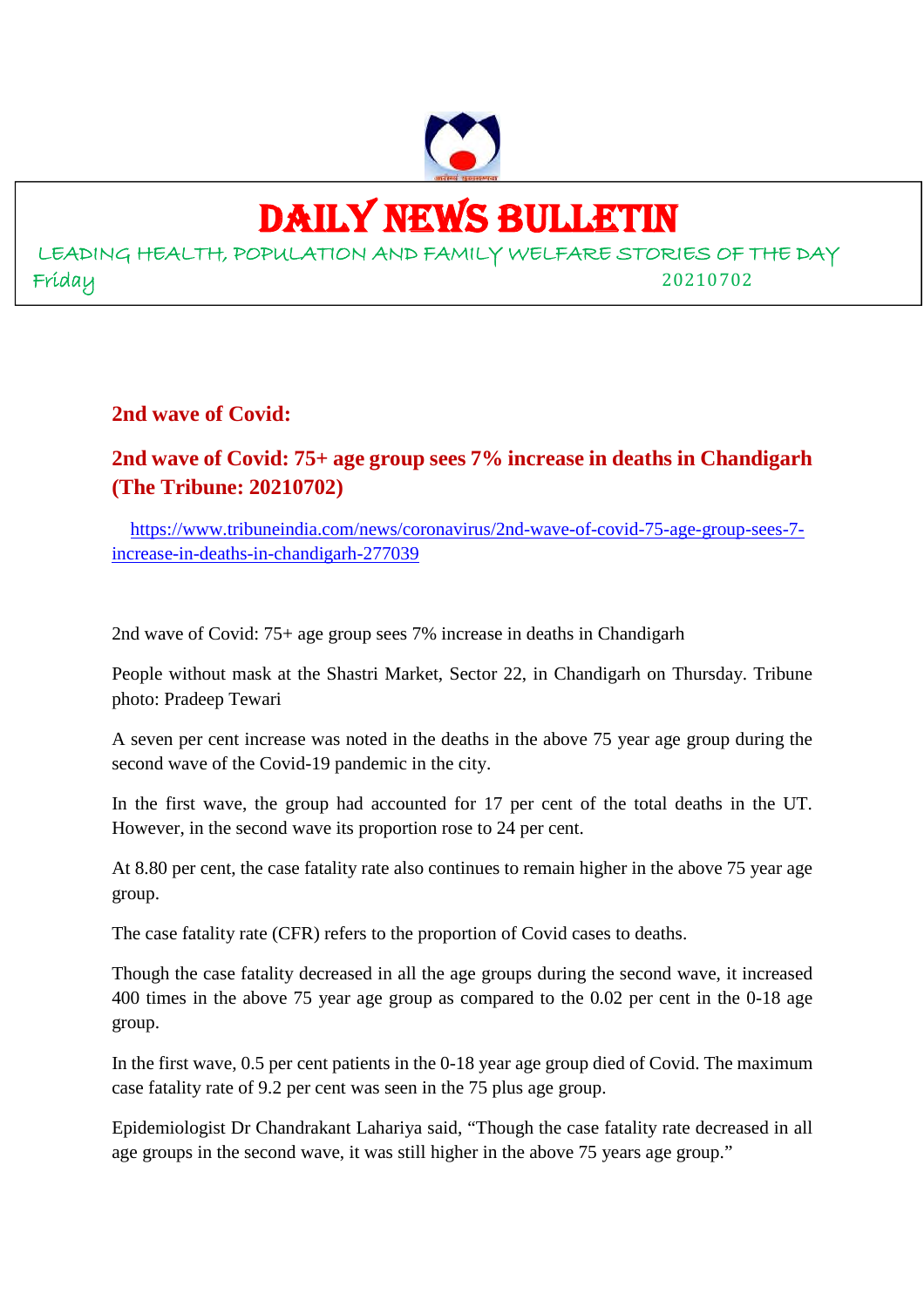# DAILY NEWS BULLETIN

LEADING HEALTH, POPULATION AND FAMILY WELFARE STORIES OF THE DAY

Friday 20210702

## 2nd wave of Covid:

## 2nd wave of Covid: 75+ age group sees 7% increase in deaths in Chandigarh (The Tribune: 20210702)

https://www.tribuneindia.com/news/coronavirus/2nd-wave-of-covid-75-age-group-sees-7-increase-in-deaths-in-chandigarh-277039

2nd wave of Covid: 75+ age group sees 7% increase in deaths in Chandigarh

People without mask at the Shastri Market, Sector 22, in Chandigarh on Thursday. Tribune photo: Pradeep Tewari

A seven per cent increase was noted in the deaths in the above 75 year age group during the second wave of the Covid-19 pandemic in the city.

In the first wave, the group had accounted for 17 per cent of the total deaths in the UT. However, in the second wave its proportion rose to 24 per cent.

At 8.80 per cent, the case fatality rate also continues to remain higher in the above 75 year age group.

The case fatality rate (CFR) refers to the proportion of Covid cases to deaths.

Though the case fatality decreased in all the age groups during the second wave, it increased 400 times in the above 75 year age group as compared to the 0.02 per cent in the 0-18 age group.

In the first wave, 0.5 per cent patients in the 0-18 year age group died of Covid. The maximum case fatality rate of 9.2 per cent was seen in the 75 plus age group.

Epidemiologist Dr Chandrakant Lahariya said, "Though the case fatality rate decreased in all age groups in the second wave, it was still higher in the above 75 years age group."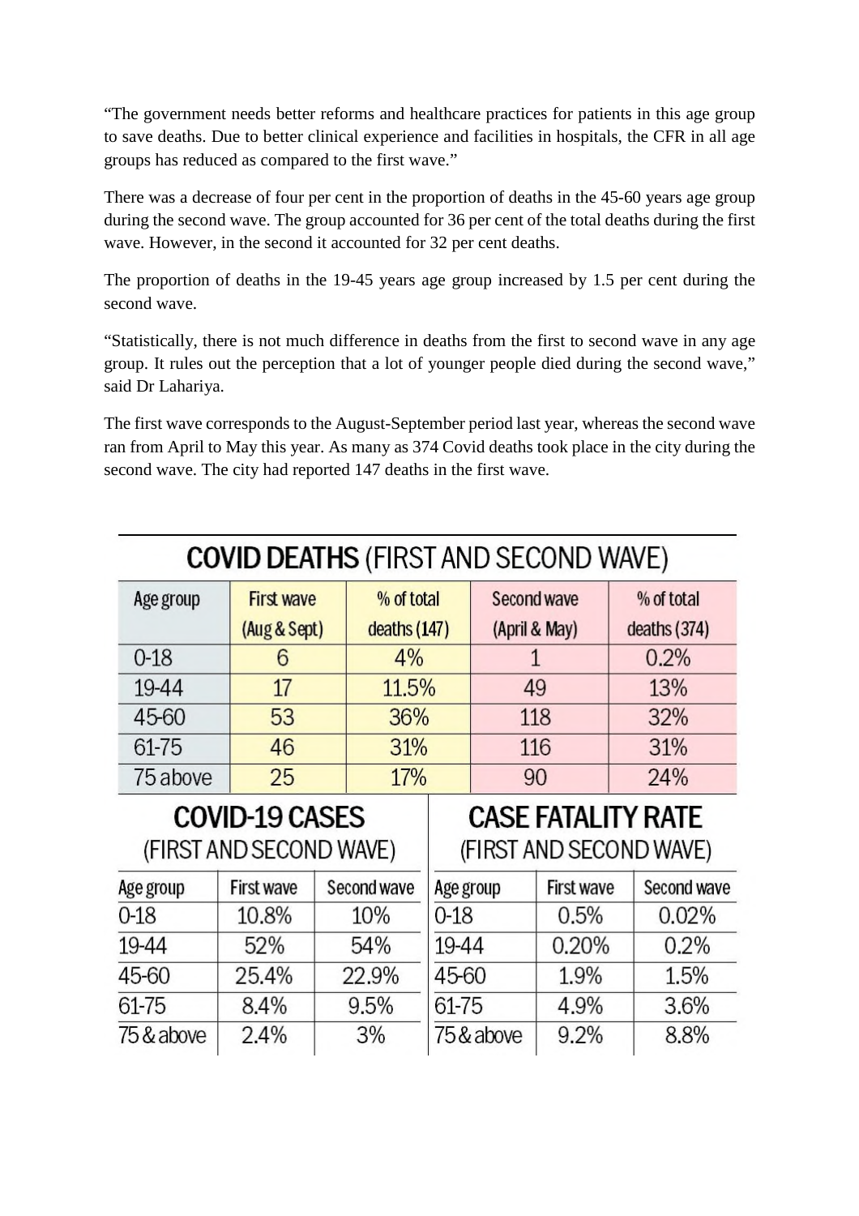"The government needs better reforms and healthcare practices for patients in this age group to save deaths. Due to better clinical experience and facilities in hospitals, the CFR in all age groups has reduced as compared to the first wave."

There was a decrease of four per cent in the proportion of deaths in the 45-60 years age group during the second wave. The group accounted for 36 per cent of the total deaths during the first wave. However, in the second it accounted for 32 per cent deaths.

The proportion of deaths in the 19-45 years age group increased by 1.5 per cent during the second wave.

"Statistically, there is not much difference in deaths from the first to second wave in any age group. It rules out the perception that a lot of younger people died during the second wave," said Dr Lahariya.

The first wave corresponds to the August-September period last year, whereas the second wave ran from April to May this year. As many as 374 Covid deaths took place in the city during the second wave. The city had reported 147 deaths in the first wave.

## COVID DEATHS (FIRST AND SECOND WAVE)

| Age group | First wave (Aug & Sept) | % of total deaths (147) | Second wave (April & May) | % of total deaths (374) |
|---|---|---|---|---|
| 0-18 | 6 | 4% | 1 | 0.2% |
| 19-44 | 17 | 11.5% | 49 | 13% |
| 45-60 | 53 | 36% | 118 | 32% |
| 61-75 | 46 | 31% | 116 | 31% |
| 75 above | 25 | 17% | 90 | 24% |

## COVID-19 CASES (FIRST AND SECOND WAVE)

| Age group | First wave | Second wave |
|---|---|---|
| 0-18 | 10.8% | 10% |
| 19-44 | 52% | 54% |
| 45-60 | 25.4% | 22.9% |
| 61-75 | 8.4% | 9.5% |
| 75 & above | 2.4% | 3% |

## CASE FATALITY RATE (FIRST AND SECOND WAVE)

| Age group | First wave | Second wave |
|---|---|---|
| 0-18 | 0.5% | 0.02% |
| 19-44 | 0.20% | 0.2% |
| 45-60 | 1.9% | 1.5% |
| 61-75 | 4.9% | 3.6% |
| 75 & above | 9.2% | 8.8% |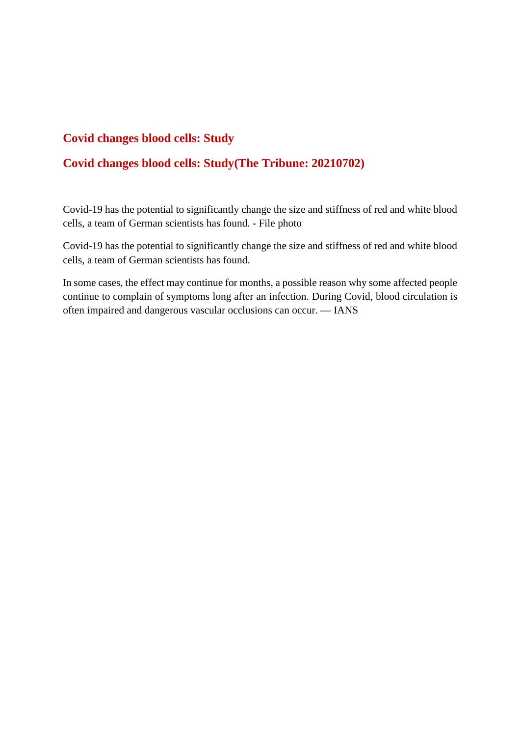## Covid changes blood cells: Study

## Covid changes blood cells: Study(The Tribune: 20210702)

Covid-19 has the potential to significantly change the size and stiffness of red and white blood cells, a team of German scientists has found. - File photo

Covid-19 has the potential to significantly change the size and stiffness of red and white blood cells, a team of German scientists has found.

In some cases, the effect may continue for months, a possible reason why some affected people continue to complain of symptoms long after an infection. During Covid, blood circulation is often impaired and dangerous vascular occlusions can occur. — IANS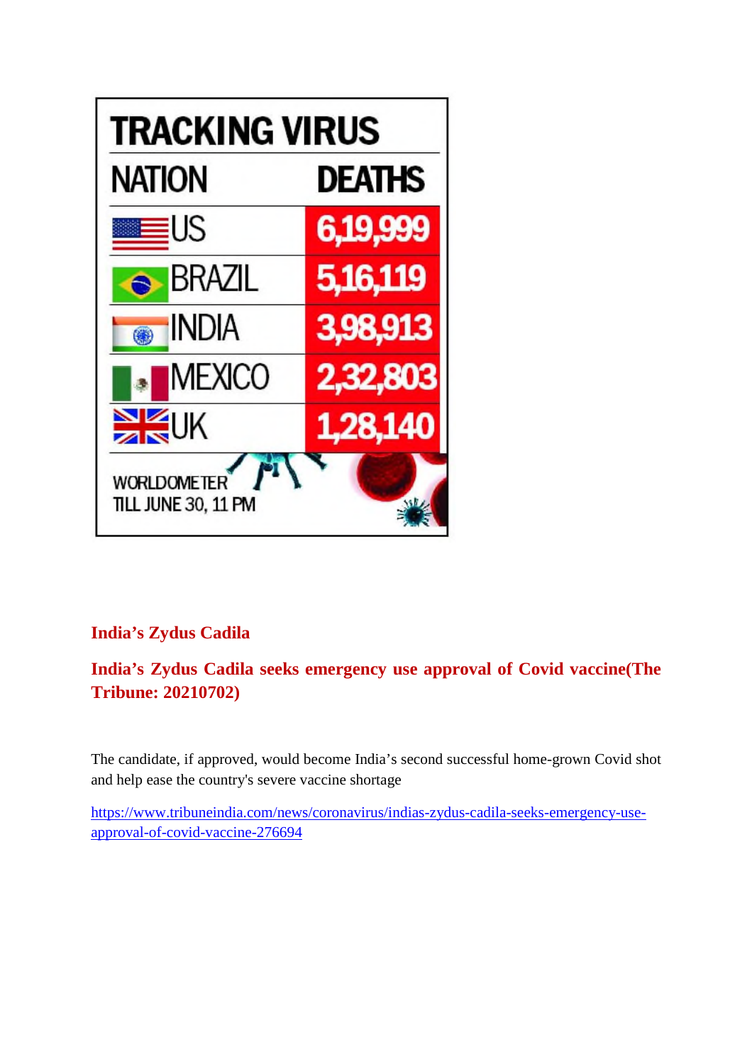**TRACKING VIRUS**

| NATION | DEATHS |
| --- | --- |
| US | 6,19,999 |
| BRAZIL | 5,16,119 |
| INDIA | 3,98,913 |
| MEXICO | 2,32,803 |
| UK | 1,28,140 |

WORLDOMETER
TILL JUNE 30, 11 PM

## India's Zydus Cadila

## India's Zydus Cadila seeks emergency use approval of Covid vaccine(The Tribune: 20210702)

The candidate, if approved, would become India's second successful home-grown Covid shot and help ease the country's severe vaccine shortage

https://www.tribuneindia.com/news/coronavirus/indias-zydus-cadila-seeks-emergency-use-approval-of-covid-vaccine-276694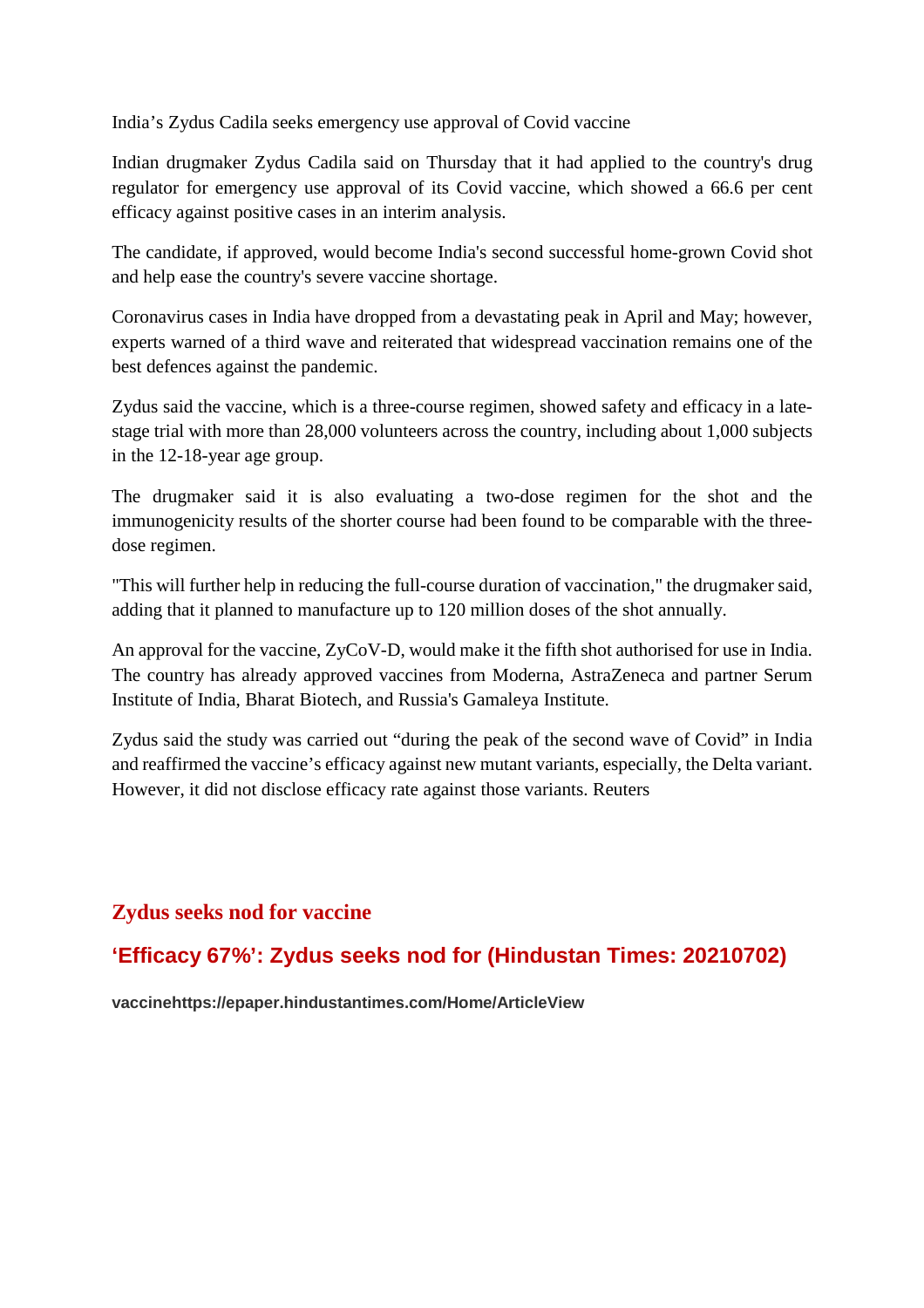India’s Zydus Cadila seeks emergency use approval of Covid vaccine

Indian drugmaker Zydus Cadila said on Thursday that it had applied to the country's drug regulator for emergency use approval of its Covid vaccine, which showed a 66.6 per cent efficacy against positive cases in an interim analysis.

The candidate, if approved, would become India's second successful home-grown Covid shot and help ease the country's severe vaccine shortage.

Coronavirus cases in India have dropped from a devastating peak in April and May; however, experts warned of a third wave and reiterated that widespread vaccination remains one of the best defences against the pandemic.

Zydus said the vaccine, which is a three-course regimen, showed safety and efficacy in a late-stage trial with more than 28,000 volunteers across the country, including about 1,000 subjects in the 12-18-year age group.

The drugmaker said it is also evaluating a two-dose regimen for the shot and the immunogenicity results of the shorter course had been found to be comparable with the three-dose regimen.

"This will further help in reducing the full-course duration of vaccination," the drugmaker said, adding that it planned to manufacture up to 120 million doses of the shot annually.

An approval for the vaccine, ZyCoV-D, would make it the fifth shot authorised for use in India. The country has already approved vaccines from Moderna, AstraZeneca and partner Serum Institute of India, Bharat Biotech, and Russia's Gamaleya Institute.

Zydus said the study was carried out “during the peak of the second wave of Covid” in India and reaffirmed the vaccine’s efficacy against new mutant variants, especially, the Delta variant. However, it did not disclose efficacy rate against those variants. Reuters

## Zydus seeks nod for vaccine

## ‘Efficacy 67%’: Zydus seeks nod for (Hindustan Times: 20210702)

**vaccinehttps://epaper.hindustantimes.com/Home/ArticleView**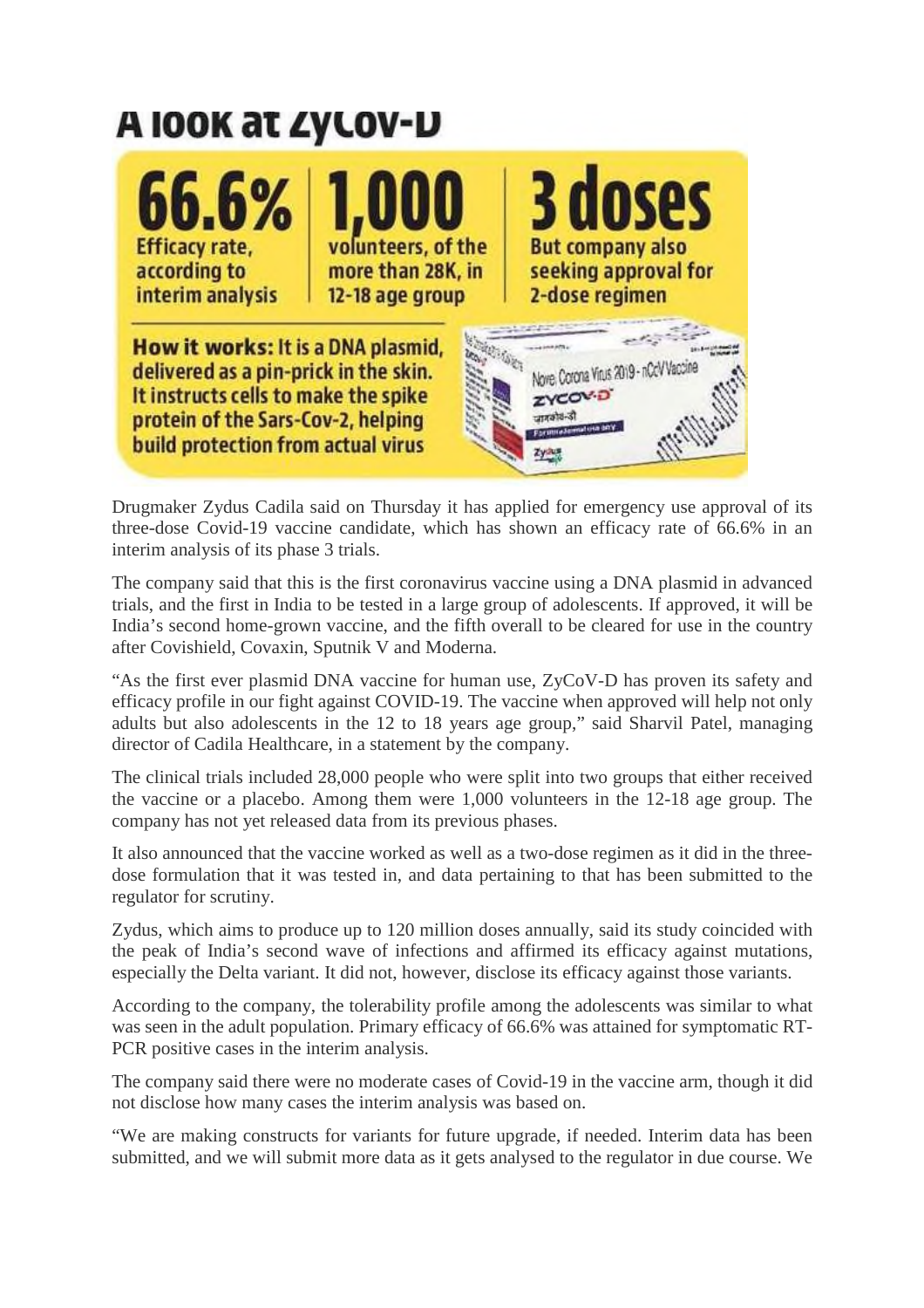# A look at ZyCov-D

**66.6%** Efficacy rate, according to interim analysis

**1,000** volunteers, of the more than 28K, in 12-18 age group

**3 doses** But company also seeking approval for 2-dose regimen

**How it works:** It is a DNA plasmid, delivered as a pin-prick in the skin. It instructs cells to make the spike protein of the Sars-Cov-2, helping build protection from actual virus

Drugmaker Zydus Cadila said on Thursday it has applied for emergency use approval of its three-dose Covid-19 vaccine candidate, which has shown an efficacy rate of 66.6% in an interim analysis of its phase 3 trials.

The company said that this is the first coronavirus vaccine using a DNA plasmid in advanced trials, and the first in India to be tested in a large group of adolescents. If approved, it will be India's second home-grown vaccine, and the fifth overall to be cleared for use in the country after Covishield, Covaxin, Sputnik V and Moderna.

"As the first ever plasmid DNA vaccine for human use, ZyCoV-D has proven its safety and efficacy profile in our fight against COVID-19. The vaccine when approved will help not only adults but also adolescents in the 12 to 18 years age group," said Sharvil Patel, managing director of Cadila Healthcare, in a statement by the company.

The clinical trials included 28,000 people who were split into two groups that either received the vaccine or a placebo. Among them were 1,000 volunteers in the 12-18 age group. The company has not yet released data from its previous phases.

It also announced that the vaccine worked as well as a two-dose regimen as it did in the three-dose formulation that it was tested in, and data pertaining to that has been submitted to the regulator for scrutiny.

Zydus, which aims to produce up to 120 million doses annually, said its study coincided with the peak of India's second wave of infections and affirmed its efficacy against mutations, especially the Delta variant. It did not, however, disclose its efficacy against those variants.

According to the company, the tolerability profile among the adolescents was similar to what was seen in the adult population. Primary efficacy of 66.6% was attained for symptomatic RT-PCR positive cases in the interim analysis.

The company said there were no moderate cases of Covid-19 in the vaccine arm, though it did not disclose how many cases the interim analysis was based on.

"We are making constructs for variants for future upgrade, if needed. Interim data has been submitted, and we will submit more data as it gets analysed to the regulator in due course. We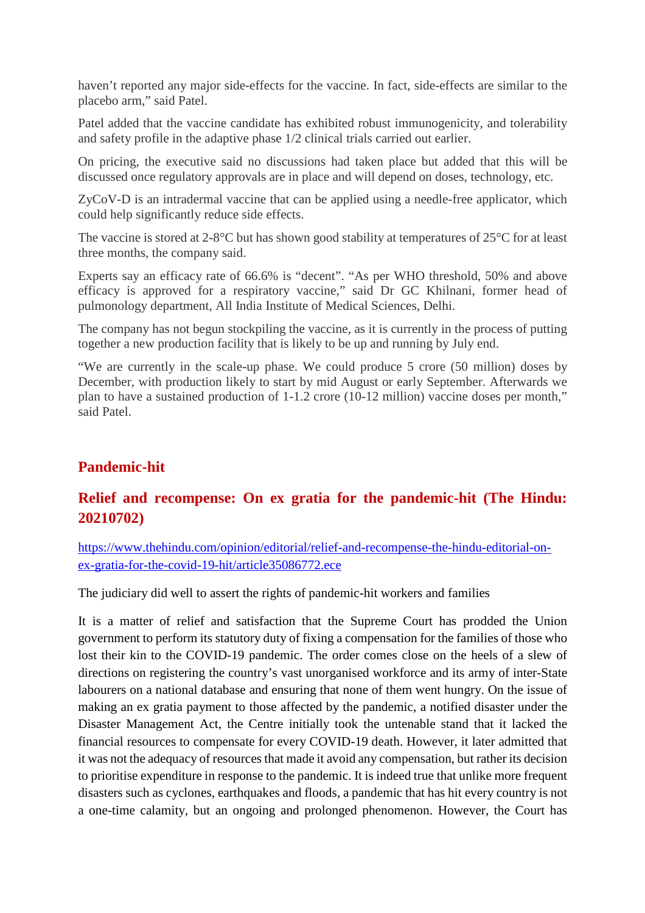haven't reported any major side-effects for the vaccine. In fact, side-effects are similar to the placebo arm," said Patel.

Patel added that the vaccine candidate has exhibited robust immunogenicity, and tolerability and safety profile in the adaptive phase 1/2 clinical trials carried out earlier.

On pricing, the executive said no discussions had taken place but added that this will be discussed once regulatory approvals are in place and will depend on doses, technology, etc.

ZyCoV-D is an intradermal vaccine that can be applied using a needle-free applicator, which could help significantly reduce side effects.

The vaccine is stored at 2-8°C but has shown good stability at temperatures of 25°C for at least three months, the company said.

Experts say an efficacy rate of 66.6% is "decent". "As per WHO threshold, 50% and above efficacy is approved for a respiratory vaccine," said Dr GC Khilnani, former head of pulmonology department, All India Institute of Medical Sciences, Delhi.

The company has not begun stockpiling the vaccine, as it is currently in the process of putting together a new production facility that is likely to be up and running by July end.

"We are currently in the scale-up phase. We could produce 5 crore (50 million) doses by December, with production likely to start by mid August or early September. Afterwards we plan to have a sustained production of 1-1.2 crore (10-12 million) vaccine doses per month," said Patel.

## Pandemic-hit

### Relief and recompense: On ex gratia for the pandemic-hit (The Hindu: 20210702)

https://www.thehindu.com/opinion/editorial/relief-and-recompense-the-hindu-editorial-on-ex-gratia-for-the-covid-19-hit/article35086772.ece

The judiciary did well to assert the rights of pandemic-hit workers and families

It is a matter of relief and satisfaction that the Supreme Court has prodded the Union government to perform its statutory duty of fixing a compensation for the families of those who lost their kin to the COVID-19 pandemic. The order comes close on the heels of a slew of directions on registering the country's vast unorganised workforce and its army of inter-State labourers on a national database and ensuring that none of them went hungry. On the issue of making an ex gratia payment to those affected by the pandemic, a notified disaster under the Disaster Management Act, the Centre initially took the untenable stand that it lacked the financial resources to compensate for every COVID-19 death. However, it later admitted that it was not the adequacy of resources that made it avoid any compensation, but rather its decision to prioritise expenditure in response to the pandemic. It is indeed true that unlike more frequent disasters such as cyclones, earthquakes and floods, a pandemic that has hit every country is not a one-time calamity, but an ongoing and prolonged phenomenon. However, the Court has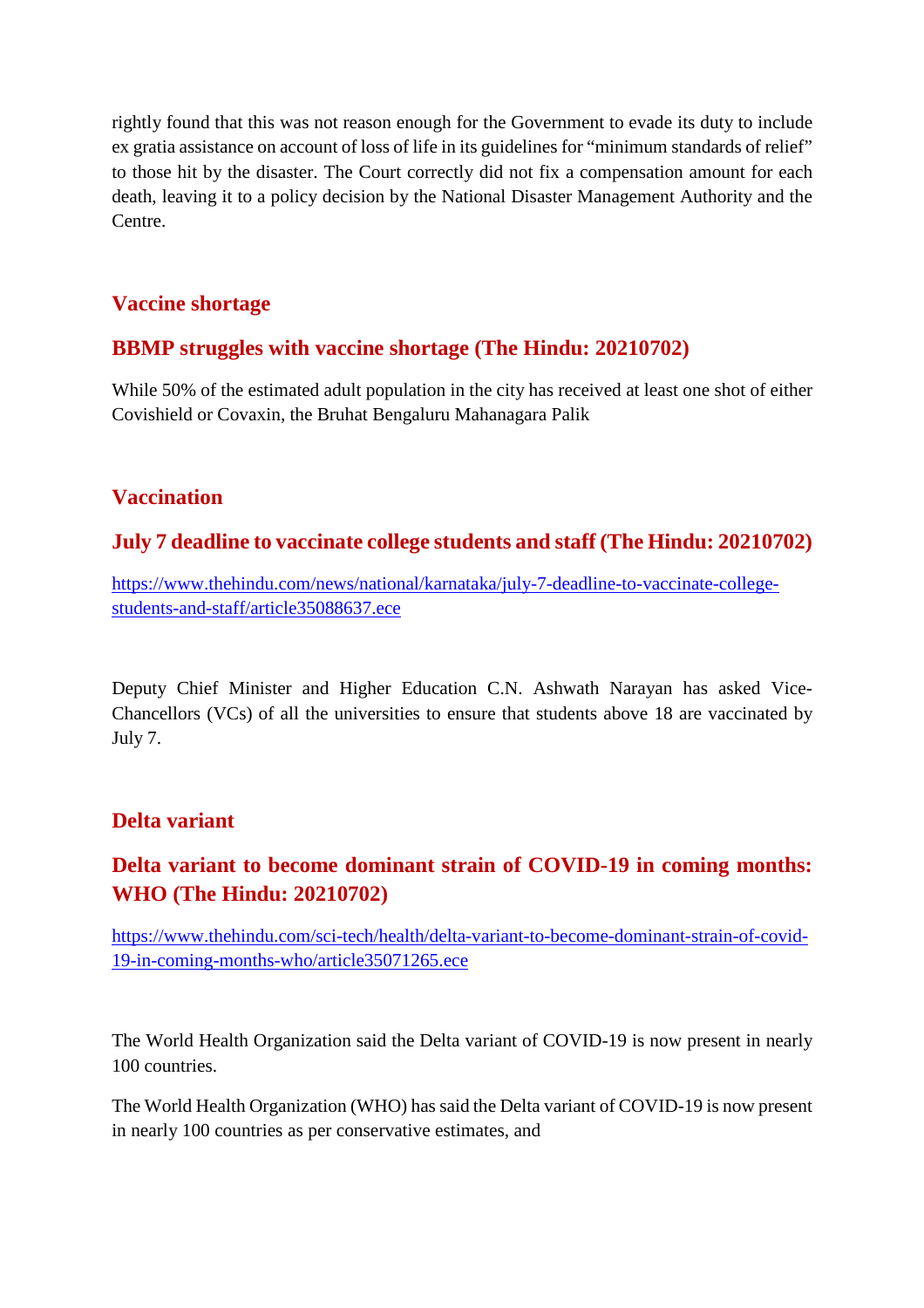rightly found that this was not reason enough for the Government to evade its duty to include ex gratia assistance on account of loss of life in its guidelines for “minimum standards of relief” to those hit by the disaster. The Court correctly did not fix a compensation amount for each death, leaving it to a policy decision by the National Disaster Management Authority and the Centre.

## Vaccine shortage

### BBMP struggles with vaccine shortage (The Hindu: 20210702)

While 50% of the estimated adult population in the city has received at least one shot of either Covishield or Covaxin, the Bruhat Bengaluru Mahanagara Palik

## Vaccination

### July 7 deadline to vaccinate college students and staff (The Hindu: 20210702)

https://www.thehindu.com/news/national/karnataka/july-7-deadline-to-vaccinate-college-students-and-staff/article35088637.ece

Deputy Chief Minister and Higher Education C.N. Ashwath Narayan has asked Vice-Chancellors (VCs) of all the universities to ensure that students above 18 are vaccinated by July 7.

## Delta variant

### Delta variant to become dominant strain of COVID-19 in coming months: WHO (The Hindu: 20210702)

https://www.thehindu.com/sci-tech/health/delta-variant-to-become-dominant-strain-of-covid-19-in-coming-months-who/article35071265.ece

The World Health Organization said the Delta variant of COVID-19 is now present in nearly 100 countries.

The World Health Organization (WHO) has said the Delta variant of COVID-19 is now present in nearly 100 countries as per conservative estimates, and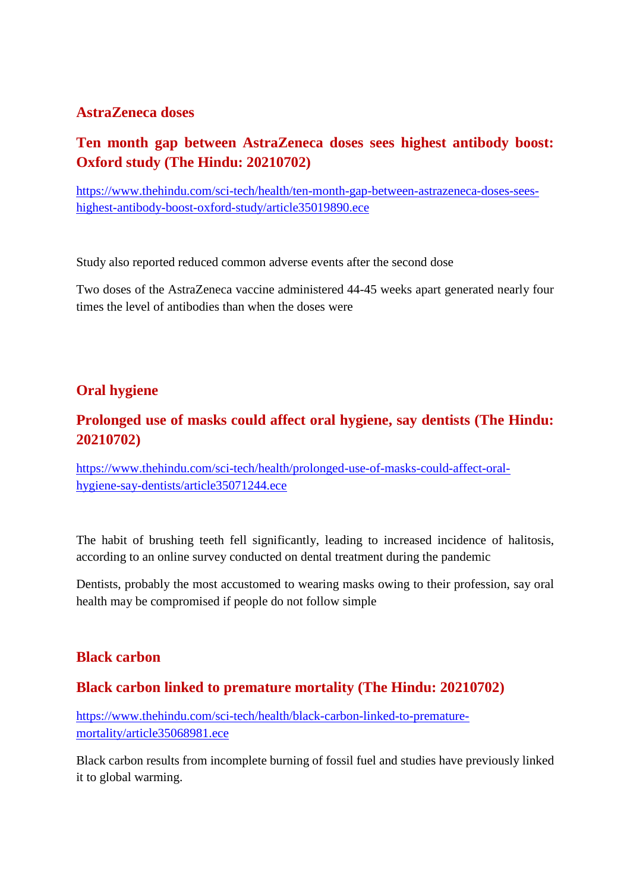## AstraZeneca doses

### Ten month gap between AstraZeneca doses sees highest antibody boost: Oxford study (The Hindu: 20210702)

https://www.thehindu.com/sci-tech/health/ten-month-gap-between-astrazeneca-doses-sees-highest-antibody-boost-oxford-study/article35019890.ece

Study also reported reduced common adverse events after the second dose

Two doses of the AstraZeneca vaccine administered 44-45 weeks apart generated nearly four times the level of antibodies than when the doses were

## Oral hygiene

### Prolonged use of masks could affect oral hygiene, say dentists (The Hindu: 20210702)

https://www.thehindu.com/sci-tech/health/prolonged-use-of-masks-could-affect-oral-hygiene-say-dentists/article35071244.ece

The habit of brushing teeth fell significantly, leading to increased incidence of halitosis, according to an online survey conducted on dental treatment during the pandemic

Dentists, probably the most accustomed to wearing masks owing to their profession, say oral health may be compromised if people do not follow simple

## Black carbon

### Black carbon linked to premature mortality (The Hindu: 20210702)

https://www.thehindu.com/sci-tech/health/black-carbon-linked-to-premature-mortality/article35068981.ece

Black carbon results from incomplete burning of fossil fuel and studies have previously linked it to global warming.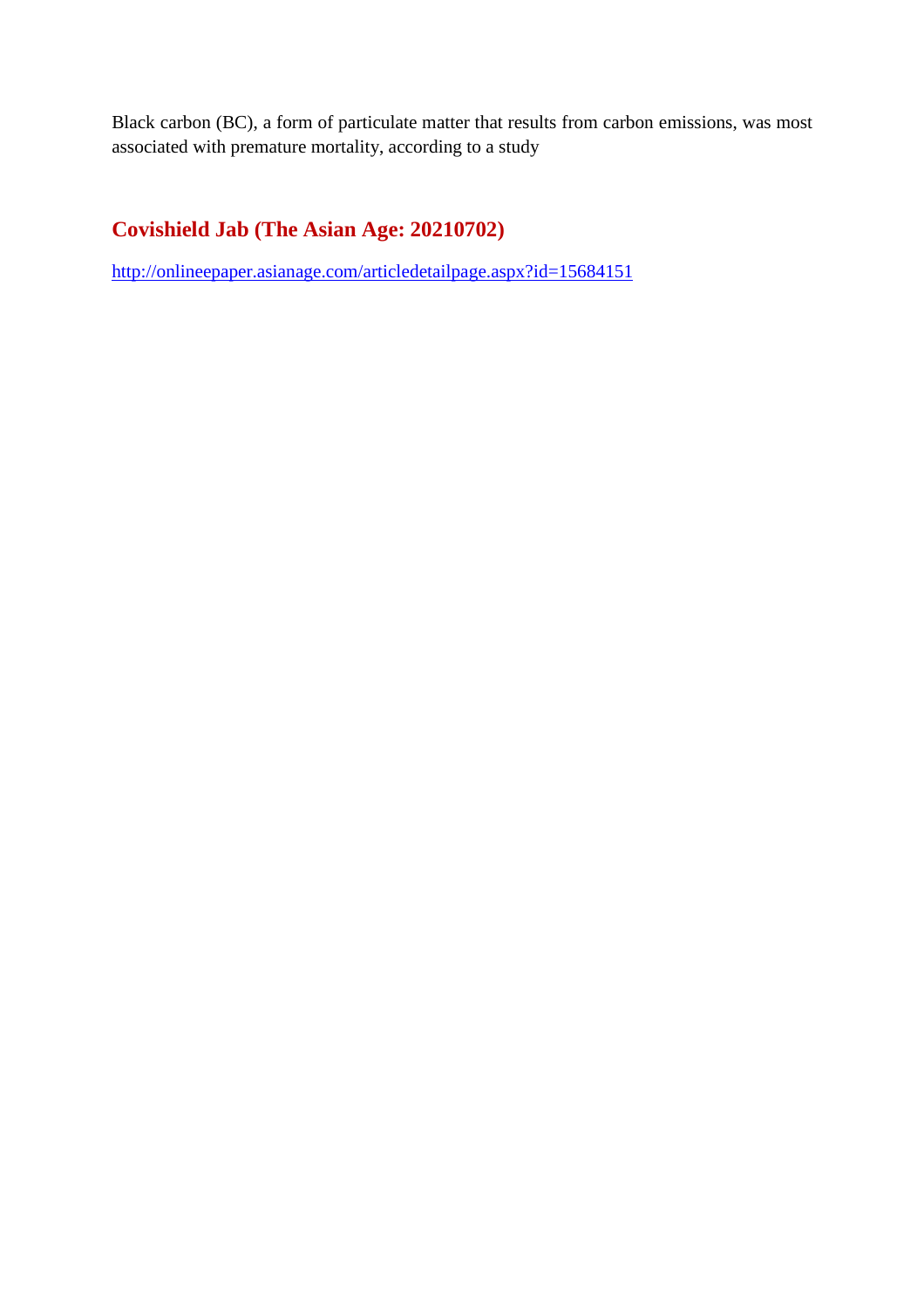Black carbon (BC), a form of particulate matter that results from carbon emissions, was most associated with premature mortality, according to a study

## Covishield Jab (The Asian Age: 20210702)

http://onlineepaper.asianage.com/articledetailpage.aspx?id=15684151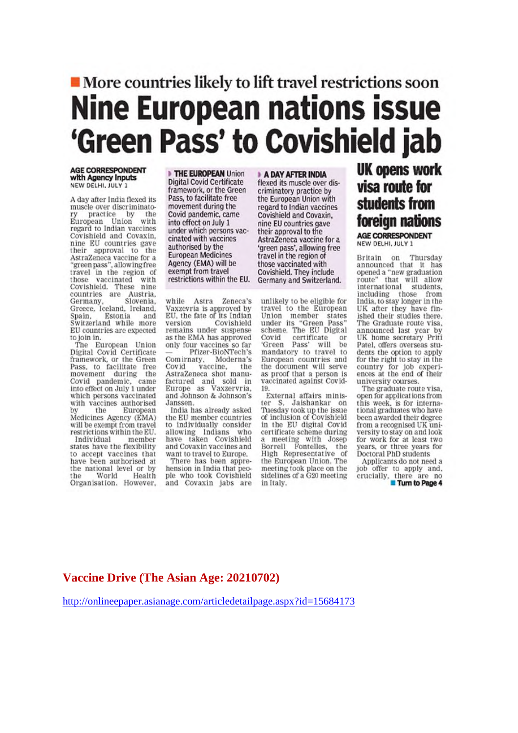## More countries likely to lift travel restrictions soon

# Nine European nations issue 'Green Pass' to Covishield jab

**AGE CORRESPONDENT with Agency Inputs**
NEW DELHI, JULY 1

A day after India flexed its muscle over discriminatory practice by the European Union with regard to Indian vaccines Covishield and Covaxin, nine EU countries gave their approval to the AstraZeneca vaccine for a "green pass", allowing free travel in the region of those vaccinated with Covishield. These nine countries are Austria, Germany, Slovenia, Greece, Iceland, Ireland, Spain, Estonia and Switzerland while more EU countries are expected to join in.

The European Union Digital Covid Certificate framework, or the Green Pass, to facilitate free movement during the Covid pandemic, came into effect on July 1 under which persons vaccinated with vaccines authorised by the European Medicines Agency (EMA) will be exempt from travel restrictions within the EU.

Individual member states have the flexibility to accept vaccines that have been authorised at the national level or by the World Health Organisation. However, while Astra Zeneca's Vaxzevria is approved by EU, the fate of its Indian version Covishield remains under suspense as the EMA has approved only four vaccines so far — Pfizer-BioNTech's Comirnaty, Moderna's Covid vaccine, the AstraZeneca shot manufactured and sold in Europe as Vaxzervria, and Johnson & Johnson's Janssen.

India has already asked the EU member countries to individually consider allowing Indians who have taken Covishield and Covaxin vaccines and want to travel to Europe.

There has been apprehension in India that people who took Covishield and Covaxin jabs are unlikely to be eligible for travel to the European Union member states under its "Green Pass" scheme. The EU Digital Covid certificate or 'Green Pass' will be mandatory to travel to European countries and the document will serve as proof that a person is vaccinated against Covid-19.

External affairs minister S. Jaishankar on Tuesday took up the issue of inclusion of Covishield in the EU digital Covid certificate scheme during a meeting with Josep Borrell Fontelles, the High Representative of the European Union. The meeting took place on the sidelines of a G20 meeting in Italy.

> **THE EUROPEAN** Union Digital Covid Certificate framework, or the Green Pass, to facilitate free movement during the Covid pandemic, came into effect on July 1 under which persons vaccinated with vaccines authorised by the European Medicines Agency (EMA) will be exempt from travel restrictions within the EU.

> **A DAY AFTER INDIA** flexed its muscle over discriminatory practice by the European Union with regard to Indian vaccines Covishield and Covaxin, nine EU countries gave their approval to the AstraZeneca vaccine for a 'green pass', allowing free travel in the region of those vaccinated with Covishield. They include Germany and Switzerland.

## UK opens work visa route for students from foreign nations

**AGE CORRESPONDENT**
NEW DELHI, JULY 1

Britain on Thursday announced that it has opened a "new graduation route" that will allow international students, including those from India, to stay longer in the UK after they have finished their studies there. The Graduate route visa, announced last year by UK home secretary Priti Patel, offers overseas students the option to apply for the right to stay in the country for job experiences at the end of their university courses.

The graduate route visa, open for applications from this week, is for international graduates who have been awarded their degree from a recognised UK university to stay on and look for work for at least two years, or three years for Doctoral PhD students

Applicants do not need a job offer to apply and, crucially, there are no

**Turn to Page 4**

**Vaccine Drive (The Asian Age: 20210702)**

http://onlineepaper.asianage.com/articledetailpage.aspx?id=15684173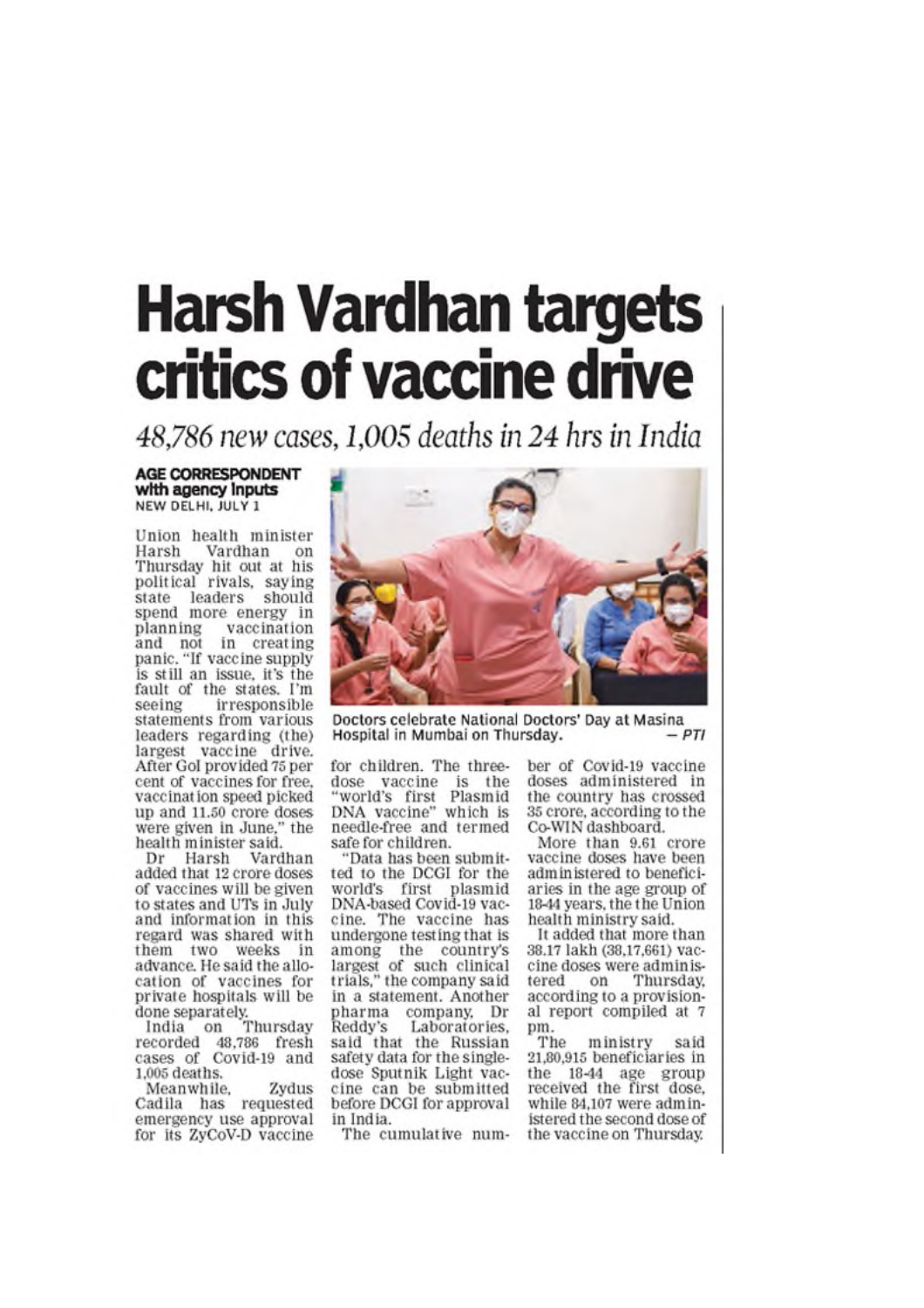# Harsh Vardhan targets critics of vaccine drive

*48,786 new cases, 1,005 deaths in 24 hrs in India*

**AGE CORRESPONDENT with agency inputs**
NEW DELHI, JULY 1

Union health minister Harsh Vardhan on Thursday hit out at his political rivals, saying state leaders should spend more energy in planning vaccination and not in creating panic. "If vaccine supply is still an issue, it's the fault of the states. I'm seeing irresponsible statements from various leaders regarding (the) largest vaccine drive. After GoI provided 75 per cent of vaccines for free, vaccination speed picked up and 11.50 crore doses were given in June," the health minister said.

Dr Harsh Vardhan added that 12 crore doses of vaccines will be given to states and UTs in July and information in this regard was shared with them two weeks in advance. He said the allocation of vaccines for private hospitals will be done separately.

India on Thursday recorded 48,786 fresh cases of Covid-19 and 1,005 deaths.

Meanwhile, Zydus Cadila has requested emergency use approval for its ZyCoV-D vaccine for children. The three-dose vaccine is the "world's first Plasmid DNA vaccine" which is needle-free and termed safe for children.

"Data has been submitted to the DCGI for the world's first plasmid DNA-based Covid-19 vaccine. The vaccine has undergone testing that is among the country's largest of such clinical trials," the company said in a statement. Another pharma company, Dr Reddy's Laboratories, said that the Russian safety data for the single-dose Sputnik Light vaccine can be submitted before DCGI for approval in India.

Doctors celebrate National Doctors' Day at Masina Hospital in Mumbai on Thursday. — *PTI*

The cumulative number of Covid-19 vaccine doses administered in the country has crossed 35 crore, according to the Co-WIN dashboard.

More than 9.61 crore vaccine doses have been administered to beneficiaries in the age group of 18-44 years, the the Union health ministry said.

It added that more than 38.17 lakh (38,17,661) vaccine doses were administered on Thursday, according to a provisional report compiled at 7 pm.

The ministry said 21,80,915 beneficiaries in the 18-44 age group received the first dose, while 84,107 were administered the second dose of the vaccine on Thursday.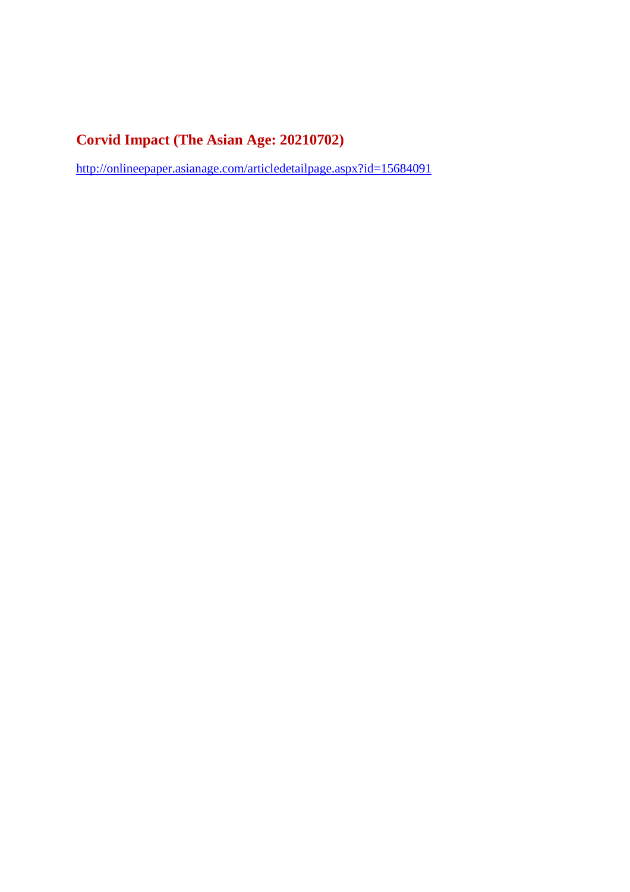## Corvid Impact (The Asian Age: 20210702)

http://onlineepaper.asianage.com/articledetailpage.aspx?id=15684091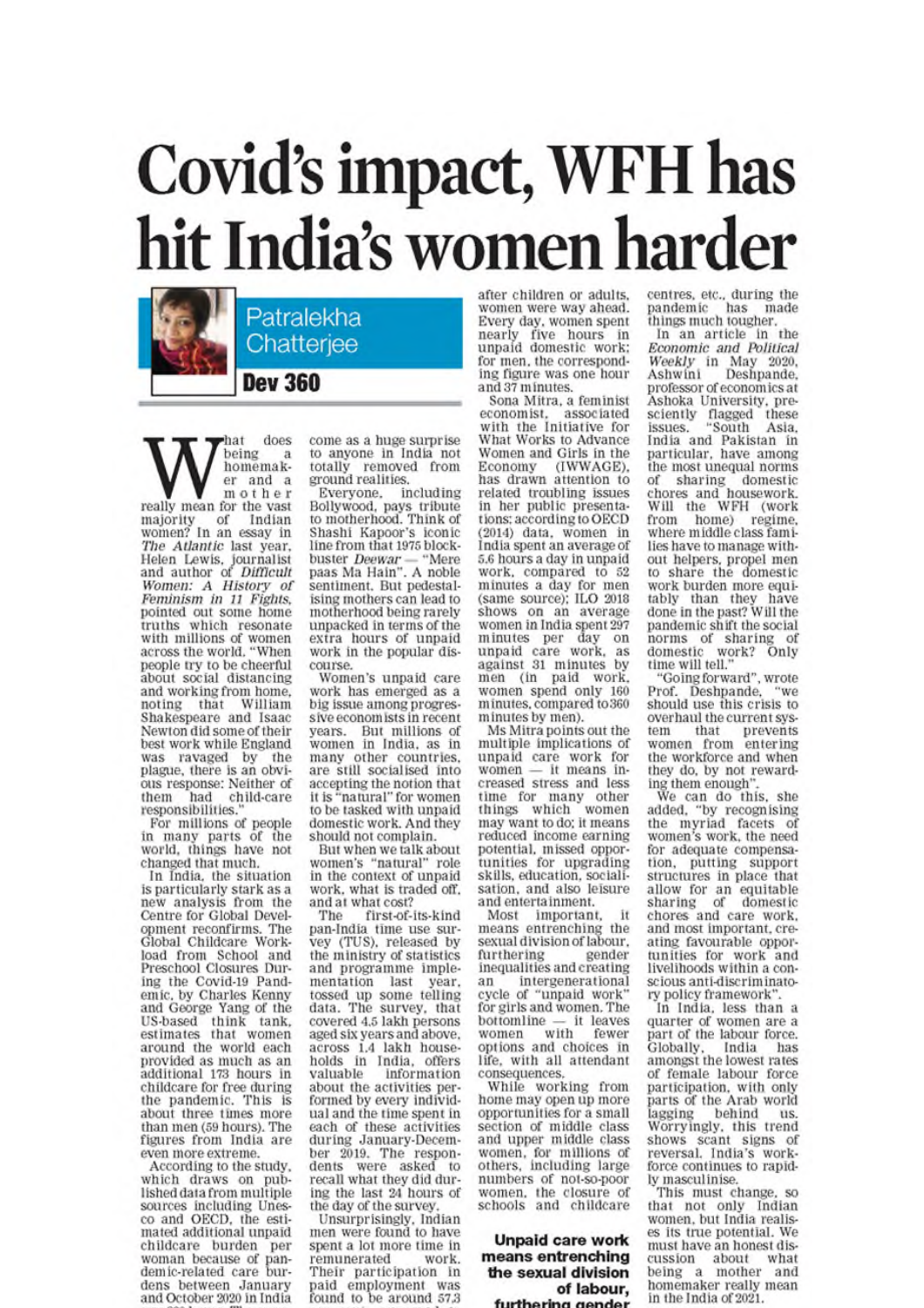# Covid's impact, WFH has hit India's women harder

**Patralekha Chatterjee**

**Dev 360**

What does being a homemaker and a mother really mean for the vast majority of Indian women? In an essay in *The Atlantic* last year, Helen Lewis, journalist and author of *Difficult Women: A History of Feminism in 11 Fights*, pointed out some home truths which resonate with millions of women across the world. "When people try to be cheerful about social distancing and working from home, noting that William Shakespeare and Isaac Newton did some of their best work while England was ravaged by the plague, there is an obvious response: Neither of them had child-care responsibilities."

For millions of people in many parts of the world, things have not changed that much.

In India, the situation is particularly stark as a new analysis from the Centre for Global Development reconfirms. The Global Childcare Workload from School and Preschool Closures During the Covid-19 Pandemic, by Charles Kenny and George Yang of the US-based think tank, estimates that women around the world each provided as much as an additional 173 hours in childcare for free during the pandemic. This is about three times more than men (59 hours). The figures from India are even more extreme.

According to the study, which draws on published data from multiple sources including Unesco and OECD, the estimated additional unpaid childcare burden per woman because of pandemic-related care burdens between January and October 2020 in India come as a huge surprise to anyone in India not totally removed from ground realities.

Everyone, including Bollywood, pays tribute to motherhood. Think of Shashi Kapoor's iconic line from that 1975 blockbuster *Deewar* — "Mere paas Ma Hain". A noble sentiment. But pedestalising mothers can lead to motherhood being rarely unpacked in terms of the extra hours of unpaid work in the popular discourse.

Women's unpaid care work has emerged as a big issue among progressive economists in recent years. But millions of women in India, as in many other countries, are still socialised into accepting the notion that it is "natural" for women to be tasked with unpaid domestic work. And they should not complain.

But when we talk about women's "natural" role in the context of unpaid work, what is traded off, and at what cost?

The first-of-its-kind pan-India time use survey (TUS), released by the ministry of statistics and programme implementation last year, tossed up some telling data. The survey, that covered 4.5 lakh persons aged six years and above, across 1.4 lakh households in India, offers valuable information about the activities performed by every individual and the time spent in each of these activities during January-December 2019. The respondents were asked to recall what they did during the last 24 hours of the day of the survey.

Unsurprisingly, Indian men were found to have spent a lot more time in remunerated work. Their participation in paid employment was found to be around 57.3

after children or adults, women were way ahead. Every day, women spent nearly five hours in unpaid domestic work; for men, the corresponding figure was one hour and 37 minutes.

Sona Mitra, a feminist economist, associated with the Initiative for What Works to Advance Women and Girls in the Economy (IWWAGE), has drawn attention to related troubling issues in her public presentations: according to OECD (2014) data, women in India spent an average of 5.6 hours a day in unpaid work, compared to 52 minutes a day for men (same source); ILO 2018 shows on an average women in India spent 297 minutes per day on unpaid care work, as against 31 minutes by men (in paid work, women spend only 160 minutes, compared to 360 minutes by men).

Ms Mitra points out the multiple implications of unpaid care work for women — it means increased stress and less time for many other things which women may want to do; it means reduced income earning potential, missed opportunities for upgrading skills, education, socialisation, and also leisure and entertainment.

Most important, it means entrenching the sexual division of labour, furthering gender inequalities and creating an intergenerational cycle of "unpaid work" for girls and women. The bottomline — it leaves women with fewer options and choices in life, with all attendant consequences.

While working from home may open up more opportunities for a small section of middle class and upper middle class women, for millions of others, including large numbers of not-so-poor women, the closure of schools and childcare

**Unpaid care work means entrenching the sexual division of labour, furthering gender**

centres, etc., during the pandemic has made things much tougher.

In an article in the *Economic and Political Weekly* in May 2020, Ashwini Deshpande, professor of economics at Ashoka University, presciently flagged these issues. "South Asia, India and Pakistan in particular, have among the most unequal norms of sharing domestic chores and housework. Will the WFH (work from home) regime, where middle class families have to manage without helpers, propel men to share the domestic work burden more equitably than they have done in the past? Will the pandemic shift the social norms of sharing of domestic work? Only time will tell."

"Going forward", wrote Prof. Deshpande, "we should use this crisis to overhaul the current system that prevents women from entering the workforce and when they do, by not rewarding them enough".

We can do this, she added, "by recognising the myriad facets of women's work, the need for adequate compensation, putting support structures in place that allow for an equitable sharing of domestic chores and care work, and most important, creating favourable opportunities for work and livelihoods within a conscious anti-discriminatory policy framework".

In India, less than a quarter of women are a part of the labour force. Globally, India has amongst the lowest rates of female labour force participation, with only parts of the Arab world lagging behind us. Worryingly, this trend shows scant signs of reversal. India's workforce continues to rapidly masculinise.

This must change, so that not only Indian women, but India realises its true potential. We must have an honest discussion about what being a mother and homemaker really mean in the India of 2021.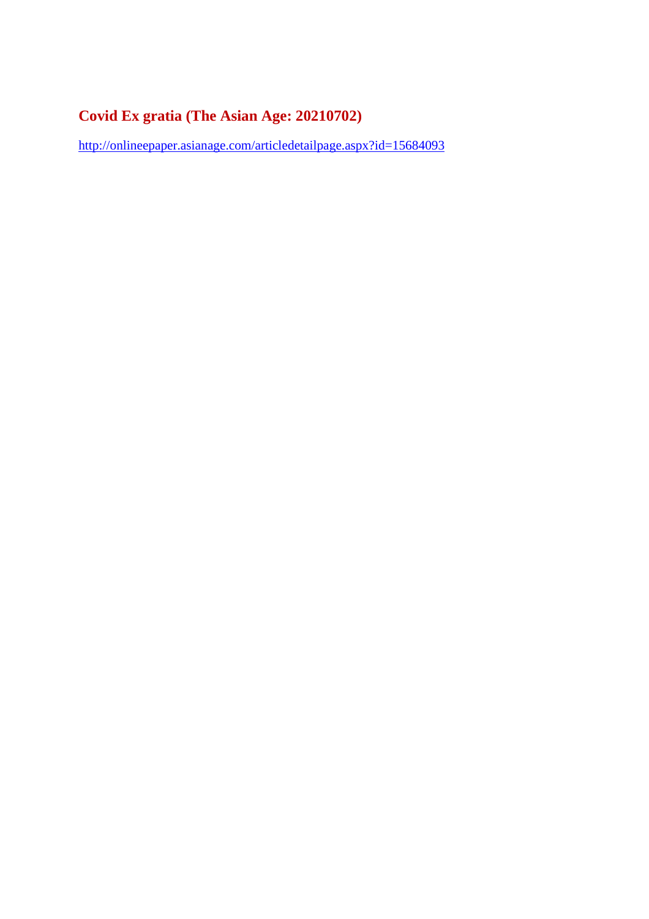## Covid Ex gratia (The Asian Age: 20210702)

http://onlineepaper.asianage.com/articledetailpage.aspx?id=15684093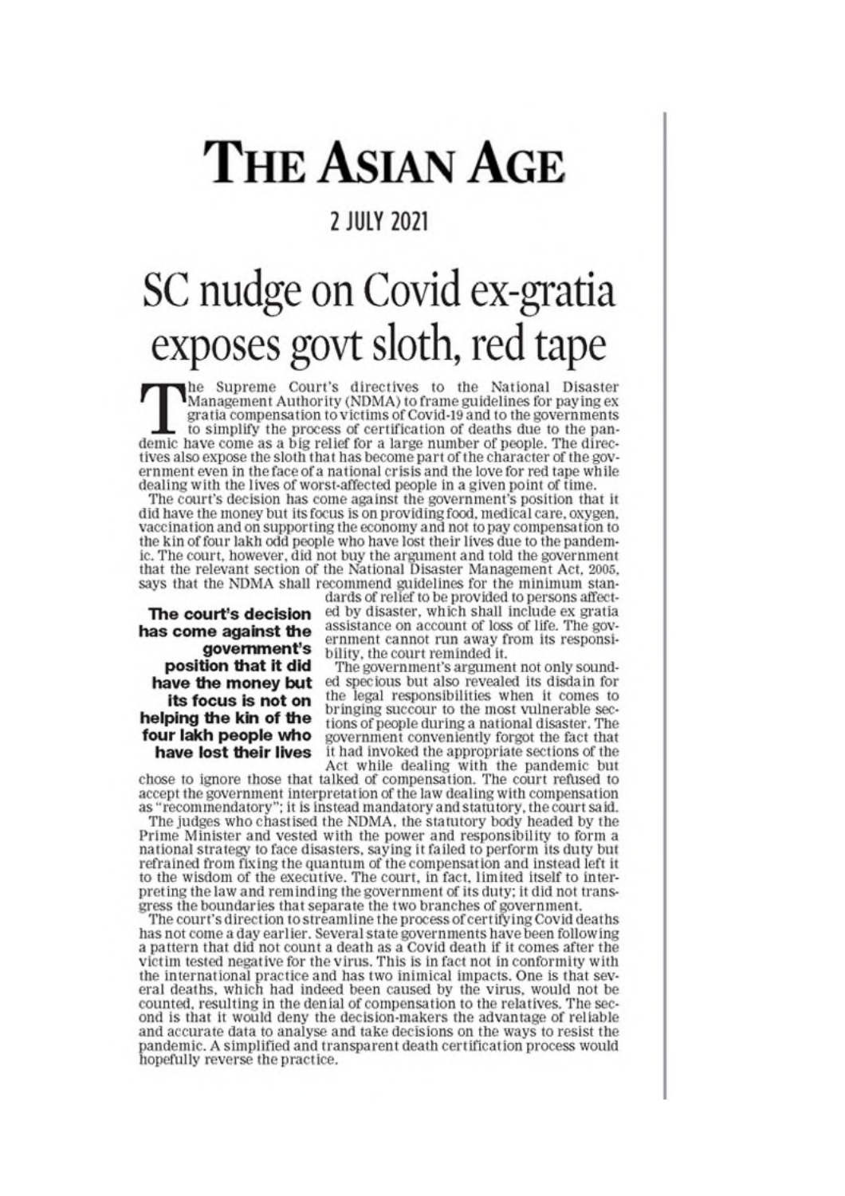# THE ASIAN AGE

2 JULY 2021

# SC nudge on Covid ex-gratia exposes govt sloth, red tape

The Supreme Court's directives to the National Disaster Management Authority (NDMA) to frame guidelines for paying ex gratia compensation to victims of Covid-19 and to the governments to simplify the process of certification of deaths due to the pandemic have come as a big relief for a large number of people. The directives also expose the sloth that has become part of the character of the government even in the face of a national crisis and the love for red tape while dealing with the lives of worst-affected people in a given point of time.

The court's decision has come against the government's position that it did have the money but its focus is on providing food, medical care, oxygen, vaccination and on supporting the economy and not to pay compensation to the kin of four lakh odd people who have lost their lives due to the pandemic. The court, however, did not buy the argument and told the government that the relevant section of the National Disaster Management Act, 2005, says that the NDMA shall recommend guidelines for the minimum standards of relief to be provided to persons affected by disaster, which shall include ex gratia assistance on account of loss of life. The government cannot run away from its responsibility, the court reminded it.

**The court's decision has come against the government's position that it did have the money but its focus is not on helping the kin of the four lakh people who have lost their lives**

The government's argument not only sounded specious but also revealed its disdain for the legal responsibilities when it comes to bringing succour to the most vulnerable sections of people during a national disaster. The government conveniently forgot the fact that it had invoked the appropriate sections of the Act while dealing with the pandemic but chose to ignore those that talked of compensation. The court refused to accept the government interpretation of the law dealing with compensation as "recommendatory"; it is instead mandatory and statutory, the court said.

The judges who chastised the NDMA, the statutory body headed by the Prime Minister and vested with the power and responsibility to form a national strategy to face disasters, saying it failed to perform its duty but refrained from fixing the quantum of the compensation and instead left it to the wisdom of the executive. The court, in fact, limited itself to interpreting the law and reminding the government of its duty; it did not transgress the boundaries that separate the two branches of government.

The court's direction to streamline the process of certifying Covid deaths has not come a day earlier. Several state governments have been following a pattern that did not count a death as a Covid death if it comes after the victim tested negative for the virus. This is in fact not in conformity with the international practice and has two inimical impacts. One is that several deaths, which had indeed been caused by the virus, would not be counted, resulting in the denial of compensation to the relatives. The second is that it would deny the decision-makers the advantage of reliable and accurate data to analyse and take decisions on the ways to resist the pandemic. A simplified and transparent death certification process would hopefully reverse the practice.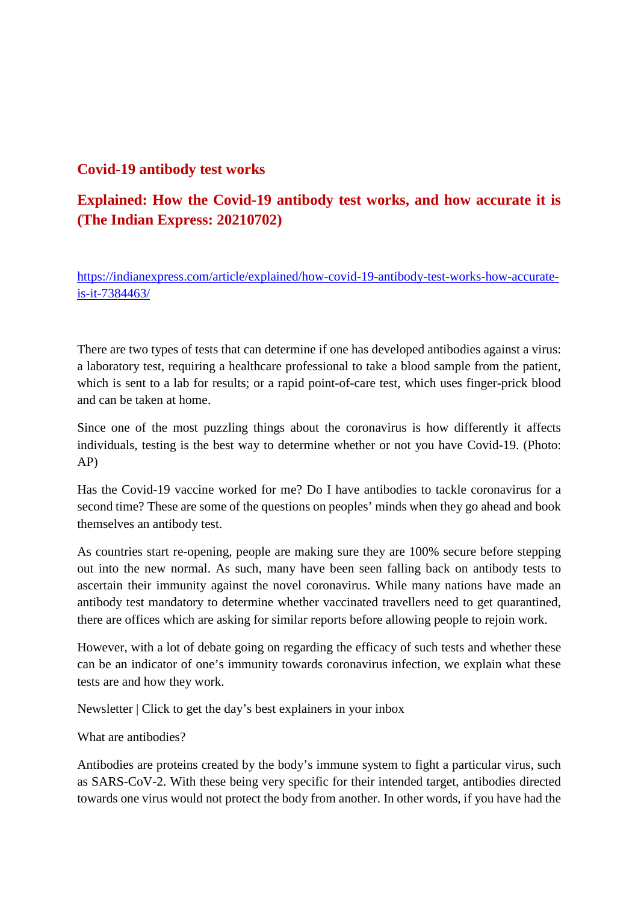## Covid-19 antibody test works

## Explained: How the Covid-19 antibody test works, and how accurate it is (The Indian Express: 20210702)

https://indianexpress.com/article/explained/how-covid-19-antibody-test-works-how-accurate-is-it-7384463/

There are two types of tests that can determine if one has developed antibodies against a virus: a laboratory test, requiring a healthcare professional to take a blood sample from the patient, which is sent to a lab for results; or a rapid point-of-care test, which uses finger-prick blood and can be taken at home.

Since one of the most puzzling things about the coronavirus is how differently it affects individuals, testing is the best way to determine whether or not you have Covid-19. (Photo: AP)

Has the Covid-19 vaccine worked for me? Do I have antibodies to tackle coronavirus for a second time? These are some of the questions on peoples' minds when they go ahead and book themselves an antibody test.

As countries start re-opening, people are making sure they are 100% secure before stepping out into the new normal. As such, many have been seen falling back on antibody tests to ascertain their immunity against the novel coronavirus. While many nations have made an antibody test mandatory to determine whether vaccinated travellers need to get quarantined, there are offices which are asking for similar reports before allowing people to rejoin work.

However, with a lot of debate going on regarding the efficacy of such tests and whether these can be an indicator of one's immunity towards coronavirus infection, we explain what these tests are and how they work.

Newsletter | Click to get the day's best explainers in your inbox

What are antibodies?

Antibodies are proteins created by the body's immune system to fight a particular virus, such as SARS-CoV-2. With these being very specific for their intended target, antibodies directed towards one virus would not protect the body from another. In other words, if you have had the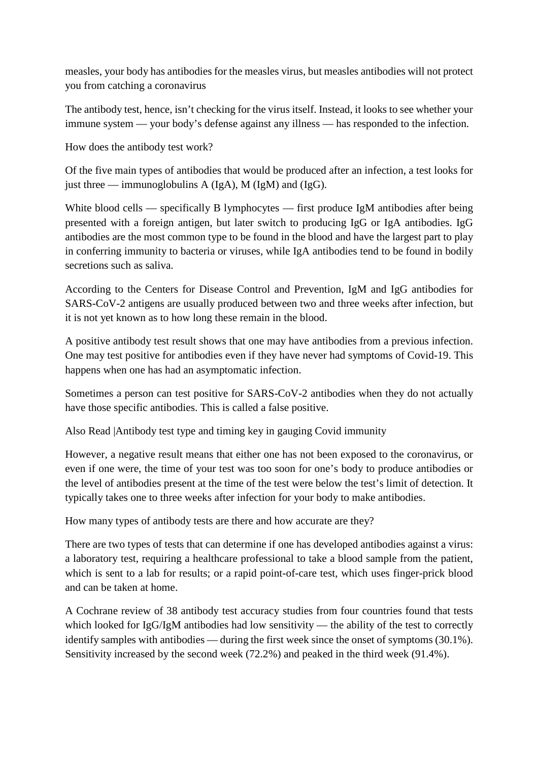measles, your body has antibodies for the measles virus, but measles antibodies will not protect you from catching a coronavirus

The antibody test, hence, isn't checking for the virus itself. Instead, it looks to see whether your immune system — your body's defense against any illness — has responded to the infection.

How does the antibody test work?

Of the five main types of antibodies that would be produced after an infection, a test looks for just three — immunoglobulins A (IgA), M (IgM) and (IgG).

White blood cells — specifically B lymphocytes — first produce IgM antibodies after being presented with a foreign antigen, but later switch to producing IgG or IgA antibodies. IgG antibodies are the most common type to be found in the blood and have the largest part to play in conferring immunity to bacteria or viruses, while IgA antibodies tend to be found in bodily secretions such as saliva.

According to the Centers for Disease Control and Prevention, IgM and IgG antibodies for SARS-CoV-2 antigens are usually produced between two and three weeks after infection, but it is not yet known as to how long these remain in the blood.

A positive antibody test result shows that one may have antibodies from a previous infection. One may test positive for antibodies even if they have never had symptoms of Covid-19. This happens when one has had an asymptomatic infection.

Sometimes a person can test positive for SARS-CoV-2 antibodies when they do not actually have those specific antibodies. This is called a false positive.

Also Read |Antibody test type and timing key in gauging Covid immunity

However, a negative result means that either one has not been exposed to the coronavirus, or even if one were, the time of your test was too soon for one's body to produce antibodies or the level of antibodies present at the time of the test were below the test's limit of detection. It typically takes one to three weeks after infection for your body to make antibodies.

How many types of antibody tests are there and how accurate are they?

There are two types of tests that can determine if one has developed antibodies against a virus: a laboratory test, requiring a healthcare professional to take a blood sample from the patient, which is sent to a lab for results; or a rapid point-of-care test, which uses finger-prick blood and can be taken at home.

A Cochrane review of 38 antibody test accuracy studies from four countries found that tests which looked for IgG/IgM antibodies had low sensitivity — the ability of the test to correctly identify samples with antibodies — during the first week since the onset of symptoms (30.1%). Sensitivity increased by the second week (72.2%) and peaked in the third week (91.4%).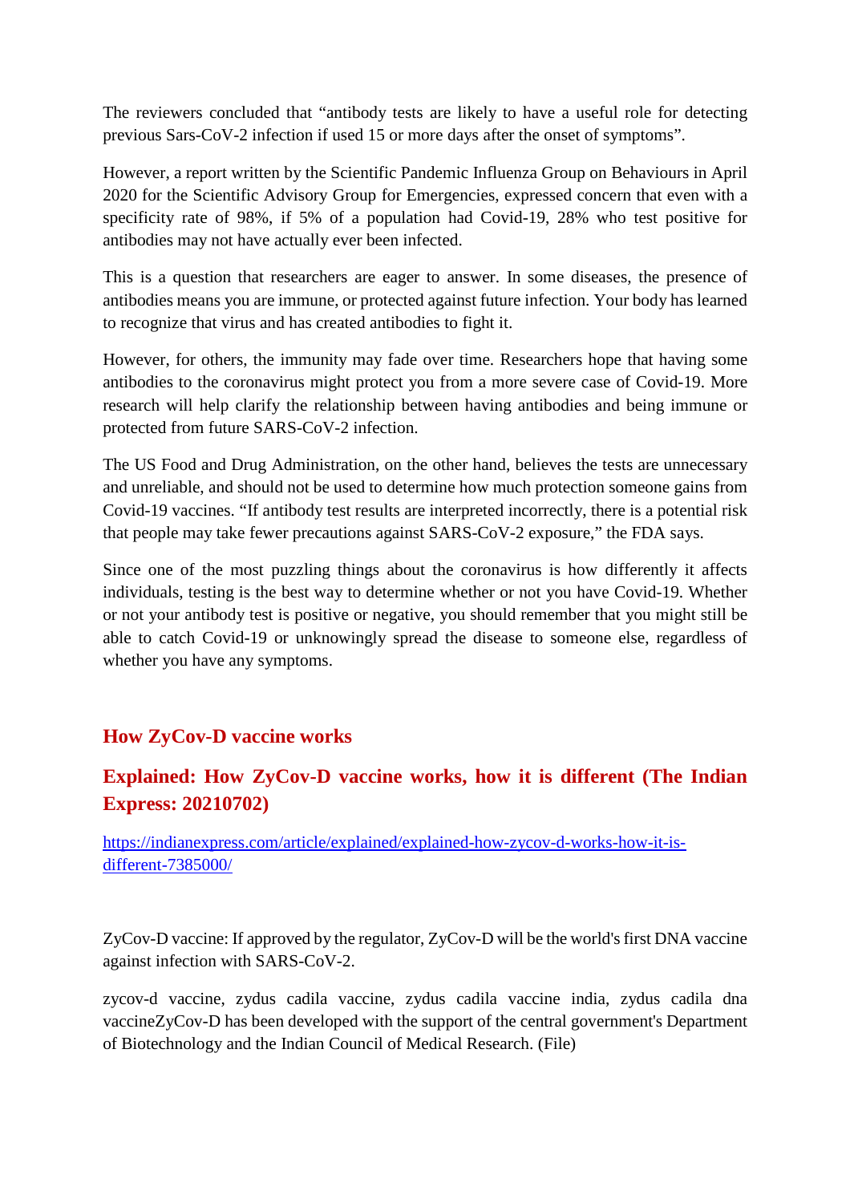The reviewers concluded that "antibody tests are likely to have a useful role for detecting previous Sars-CoV-2 infection if used 15 or more days after the onset of symptoms".

However, a report written by the Scientific Pandemic Influenza Group on Behaviours in April 2020 for the Scientific Advisory Group for Emergencies, expressed concern that even with a specificity rate of 98%, if 5% of a population had Covid-19, 28% who test positive for antibodies may not have actually ever been infected.

This is a question that researchers are eager to answer. In some diseases, the presence of antibodies means you are immune, or protected against future infection. Your body has learned to recognize that virus and has created antibodies to fight it.

However, for others, the immunity may fade over time. Researchers hope that having some antibodies to the coronavirus might protect you from a more severe case of Covid-19. More research will help clarify the relationship between having antibodies and being immune or protected from future SARS-CoV-2 infection.

The US Food and Drug Administration, on the other hand, believes the tests are unnecessary and unreliable, and should not be used to determine how much protection someone gains from Covid-19 vaccines. "If antibody test results are interpreted incorrectly, there is a potential risk that people may take fewer precautions against SARS-CoV-2 exposure," the FDA says.

Since one of the most puzzling things about the coronavirus is how differently it affects individuals, testing is the best way to determine whether or not you have Covid-19. Whether or not your antibody test is positive or negative, you should remember that you might still be able to catch Covid-19 or unknowingly spread the disease to someone else, regardless of whether you have any symptoms.

## How ZyCov-D vaccine works

### Explained: How ZyCov-D vaccine works, how it is different (The Indian Express: 20210702)

https://indianexpress.com/article/explained/explained-how-zycov-d-works-how-it-is-different-7385000/

ZyCov-D vaccine: If approved by the regulator, ZyCov-D will be the world's first DNA vaccine against infection with SARS-CoV-2.

zycov-d vaccine, zydus cadila vaccine, zydus cadila vaccine india, zydus cadila dna vaccineZyCov-D has been developed with the support of the central government's Department of Biotechnology and the Indian Council of Medical Research. (File)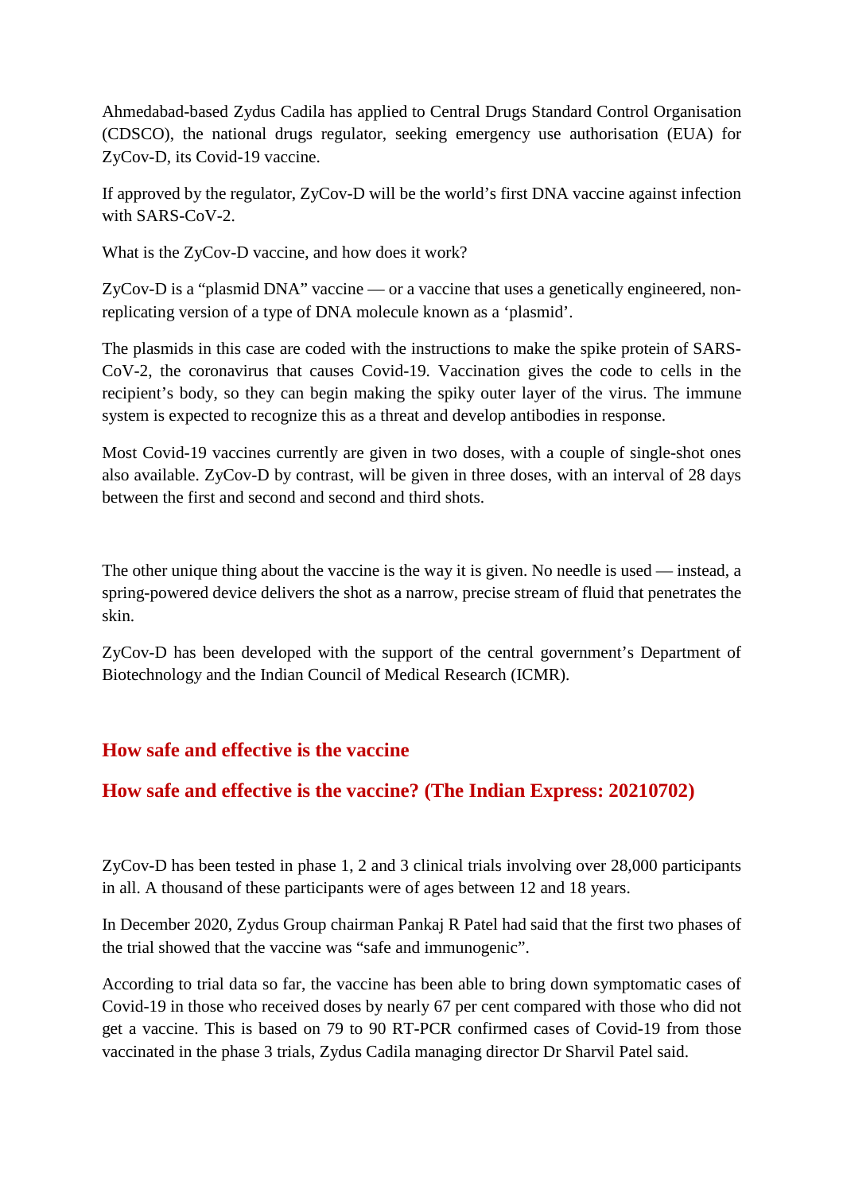Ahmedabad-based Zydus Cadila has applied to Central Drugs Standard Control Organisation (CDSCO), the national drugs regulator, seeking emergency use authorisation (EUA) for ZyCov-D, its Covid-19 vaccine.

If approved by the regulator, ZyCov-D will be the world's first DNA vaccine against infection with SARS-CoV-2.

What is the ZyCov-D vaccine, and how does it work?

ZyCov-D is a "plasmid DNA" vaccine — or a vaccine that uses a genetically engineered, non-replicating version of a type of DNA molecule known as a 'plasmid'.

The plasmids in this case are coded with the instructions to make the spike protein of SARS-CoV-2, the coronavirus that causes Covid-19. Vaccination gives the code to cells in the recipient's body, so they can begin making the spiky outer layer of the virus. The immune system is expected to recognize this as a threat and develop antibodies in response.

Most Covid-19 vaccines currently are given in two doses, with a couple of single-shot ones also available. ZyCov-D by contrast, will be given in three doses, with an interval of 28 days between the first and second and second and third shots.

The other unique thing about the vaccine is the way it is given. No needle is used — instead, a spring-powered device delivers the shot as a narrow, precise stream of fluid that penetrates the skin.

ZyCov-D has been developed with the support of the central government's Department of Biotechnology and the Indian Council of Medical Research (ICMR).

## How safe and effective is the vaccine

## How safe and effective is the vaccine? (The Indian Express: 20210702)

ZyCov-D has been tested in phase 1, 2 and 3 clinical trials involving over 28,000 participants in all. A thousand of these participants were of ages between 12 and 18 years.

In December 2020, Zydus Group chairman Pankaj R Patel had said that the first two phases of the trial showed that the vaccine was "safe and immunogenic".

According to trial data so far, the vaccine has been able to bring down symptomatic cases of Covid-19 in those who received doses by nearly 67 per cent compared with those who did not get a vaccine. This is based on 79 to 90 RT-PCR confirmed cases of Covid-19 from those vaccinated in the phase 3 trials, Zydus Cadila managing director Dr Sharvil Patel said.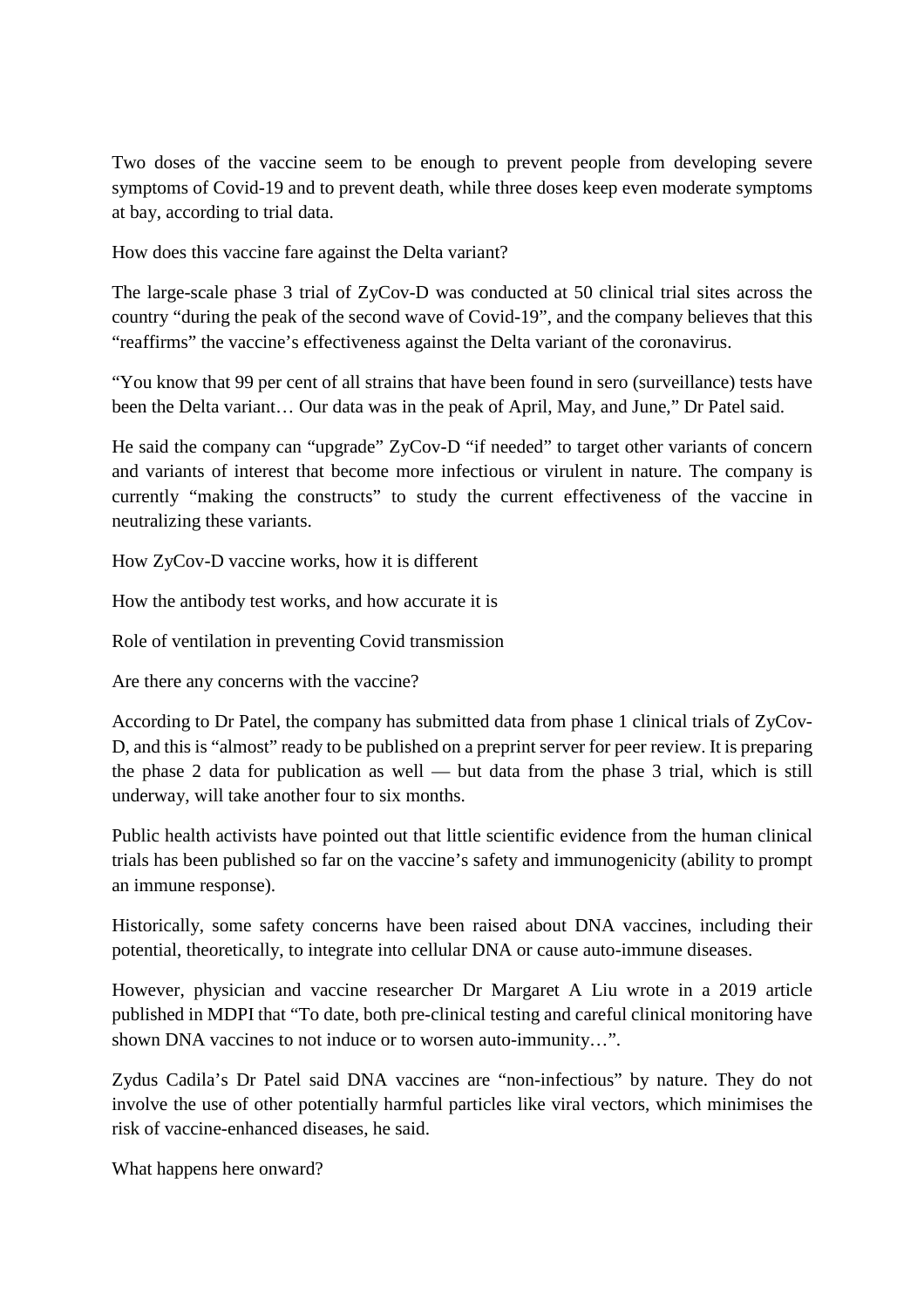Two doses of the vaccine seem to be enough to prevent people from developing severe symptoms of Covid-19 and to prevent death, while three doses keep even moderate symptoms at bay, according to trial data.

How does this vaccine fare against the Delta variant?

The large-scale phase 3 trial of ZyCov-D was conducted at 50 clinical trial sites across the country “during the peak of the second wave of Covid-19”, and the company believes that this “reaffirms” the vaccine’s effectiveness against the Delta variant of the coronavirus.

“You know that 99 per cent of all strains that have been found in sero (surveillance) tests have been the Delta variant… Our data was in the peak of April, May, and June,” Dr Patel said.

He said the company can “upgrade” ZyCov-D “if needed” to target other variants of concern and variants of interest that become more infectious or virulent in nature. The company is currently “making the constructs” to study the current effectiveness of the vaccine in neutralizing these variants.

How ZyCov-D vaccine works, how it is different

How the antibody test works, and how accurate it is

Role of ventilation in preventing Covid transmission

Are there any concerns with the vaccine?

According to Dr Patel, the company has submitted data from phase 1 clinical trials of ZyCov-D, and this is “almost” ready to be published on a preprint server for peer review. It is preparing the phase 2 data for publication as well — but data from the phase 3 trial, which is still underway, will take another four to six months.

Public health activists have pointed out that little scientific evidence from the human clinical trials has been published so far on the vaccine’s safety and immunogenicity (ability to prompt an immune response).

Historically, some safety concerns have been raised about DNA vaccines, including their potential, theoretically, to integrate into cellular DNA or cause auto-immune diseases.

However, physician and vaccine researcher Dr Margaret A Liu wrote in a 2019 article published in MDPI that “To date, both pre-clinical testing and careful clinical monitoring have shown DNA vaccines to not induce or to worsen auto-immunity…”.

Zydus Cadila’s Dr Patel said DNA vaccines are “non-infectious” by nature. They do not involve the use of other potentially harmful particles like viral vectors, which minimises the risk of vaccine-enhanced diseases, he said.

What happens here onward?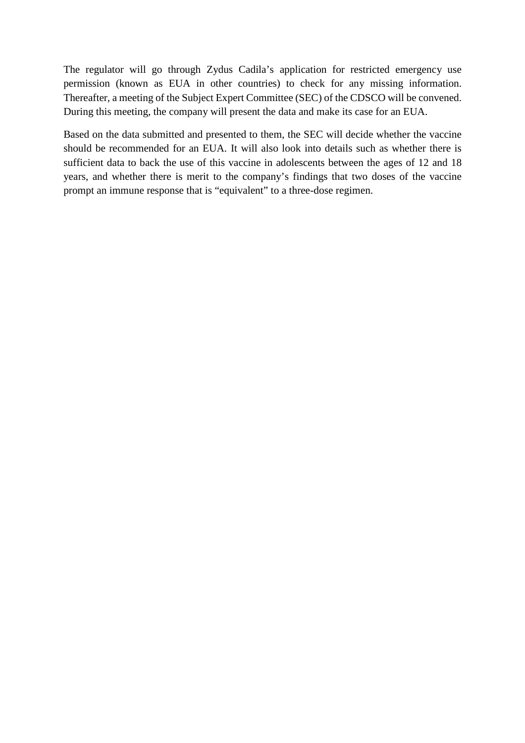The regulator will go through Zydus Cadila's application for restricted emergency use permission (known as EUA in other countries) to check for any missing information. Thereafter, a meeting of the Subject Expert Committee (SEC) of the CDSCO will be convened. During this meeting, the company will present the data and make its case for an EUA.

Based on the data submitted and presented to them, the SEC will decide whether the vaccine should be recommended for an EUA. It will also look into details such as whether there is sufficient data to back the use of this vaccine in adolescents between the ages of 12 and 18 years, and whether there is merit to the company's findings that two doses of the vaccine prompt an immune response that is "equivalent" to a three-dose regimen.